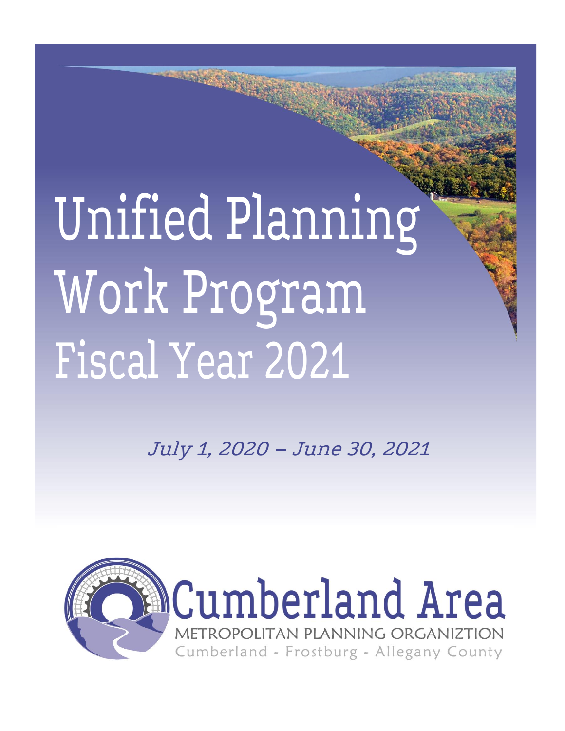# Unified Planning Work Program Fiscal Year 2021

*July 1, 2020 – June 30, 2021*

Cumberland Area

METROPOLITAN PLANNING ORGANIZTION

Cumberland - Frostburg - Allegany County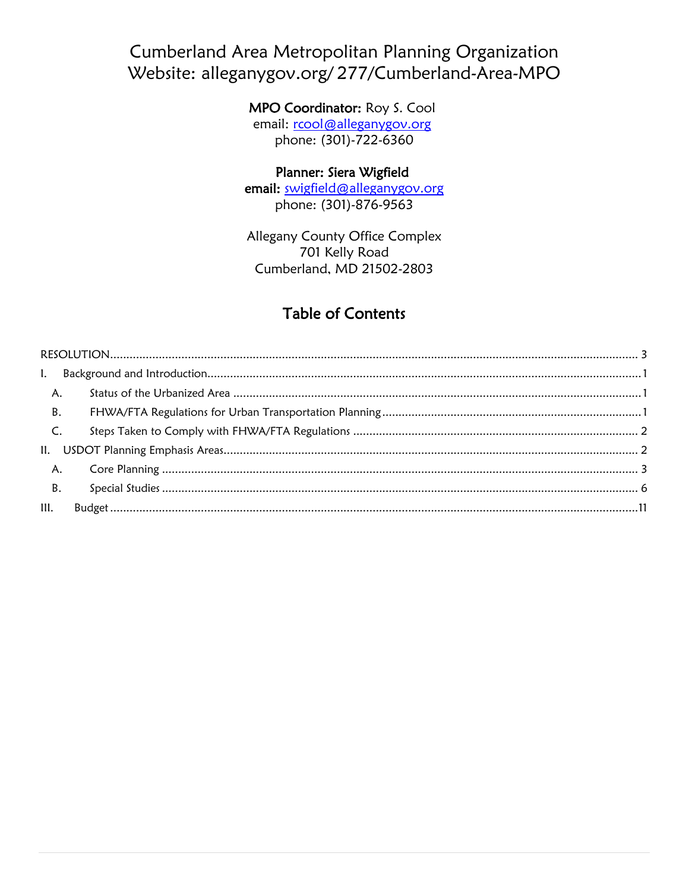# Cumberland Area Metropolitan Planning Organization
# Website: alleganygov.org/277/Cumberland-Area-MPO

**MPO Coordinator:** Roy S. Cool
email: rcool@alleganygov.org
phone: (301)-722-6360

**Planner: Siera Wigfield**
**email:** swigfield@alleganygov.org
phone: (301)-876-9563

Allegany County Office Complex
701 Kelly Road
Cumberland, MD 21502-2803

## Table of Contents

RESOLUTION ........ 3

I. Background and Introduction ........ 1

- A. Status of the Urbanized Area ........ 1
- B. FHWA/FTA Regulations for Urban Transportation Planning ........ 1
- C. Steps Taken to Comply with FHWA/FTA Regulations ........ 2

II. USDOT Planning Emphasis Areas ........ 2

- A. Core Planning ........ 3
- B. Special Studies ........ 6

III. Budget ........ 11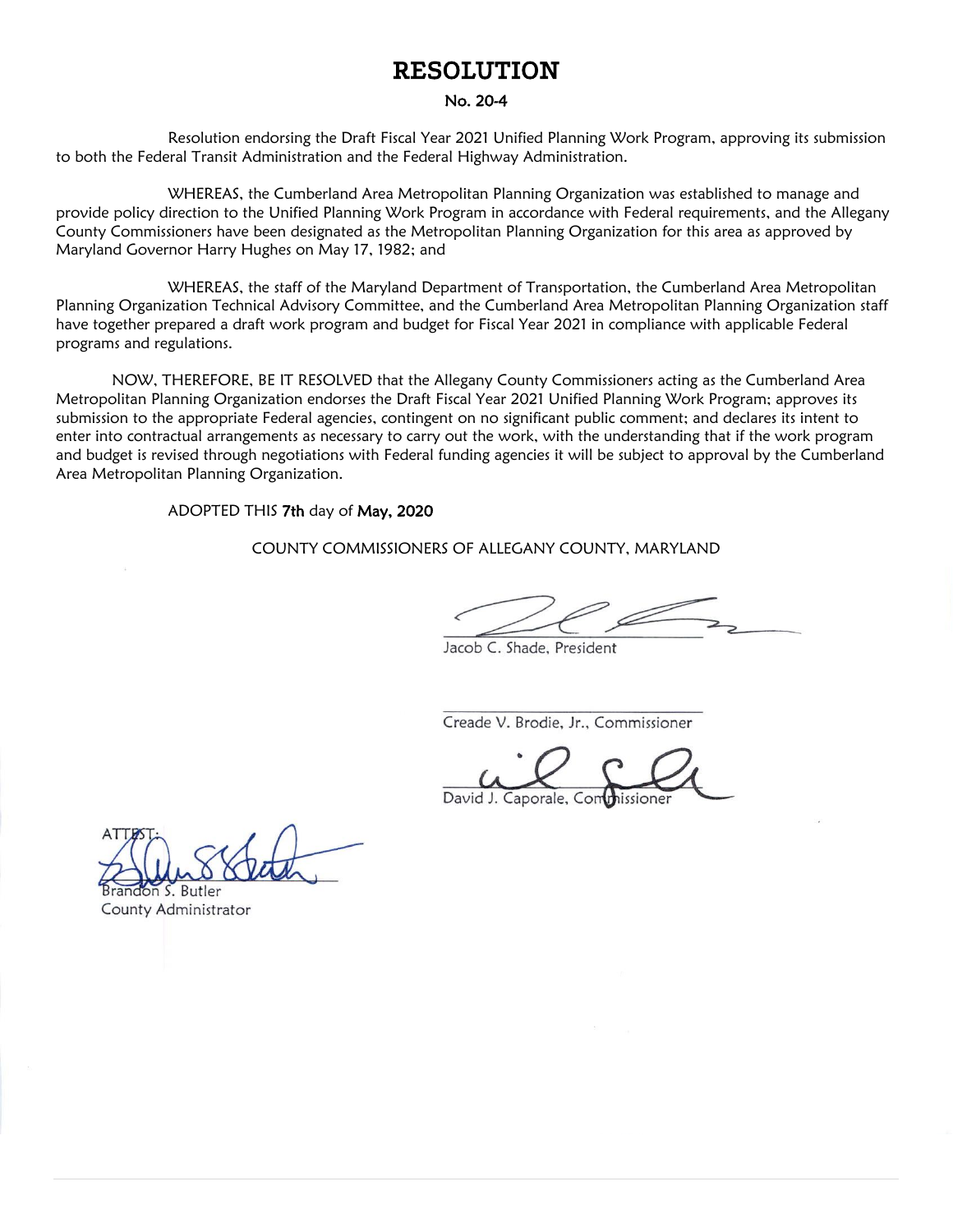# RESOLUTION

**No. 20-4**

Resolution endorsing the Draft Fiscal Year 2021 Unified Planning Work Program, approving its submission to both the Federal Transit Administration and the Federal Highway Administration.

WHEREAS, the Cumberland Area Metropolitan Planning Organization was established to manage and provide policy direction to the Unified Planning Work Program in accordance with Federal requirements, and the Allegany County Commissioners have been designated as the Metropolitan Planning Organization for this area as approved by Maryland Governor Harry Hughes on May 17, 1982; and

WHEREAS, the staff of the Maryland Department of Transportation, the Cumberland Area Metropolitan Planning Organization Technical Advisory Committee, and the Cumberland Area Metropolitan Planning Organization staff have together prepared a draft work program and budget for Fiscal Year 2021 in compliance with applicable Federal programs and regulations.

NOW, THEREFORE, BE IT RESOLVED that the Allegany County Commissioners acting as the Cumberland Area Metropolitan Planning Organization endorses the Draft Fiscal Year 2021 Unified Planning Work Program; approves its submission to the appropriate Federal agencies, contingent on no significant public comment; and declares its intent to enter into contractual arrangements as necessary to carry out the work, with the understanding that if the work program and budget is revised through negotiations with Federal funding agencies it will be subject to approval by the Cumberland Area Metropolitan Planning Organization.

ADOPTED THIS **7th** day of **May, 2020**

COUNTY COMMISSIONERS OF ALLEGANY COUNTY, MARYLAND

Jacob C. Shade, President

Creade V. Brodie, Jr., Commissioner

David J. Caporale, Commissioner

ATTEST:

Brandon S. Butler
County Administrator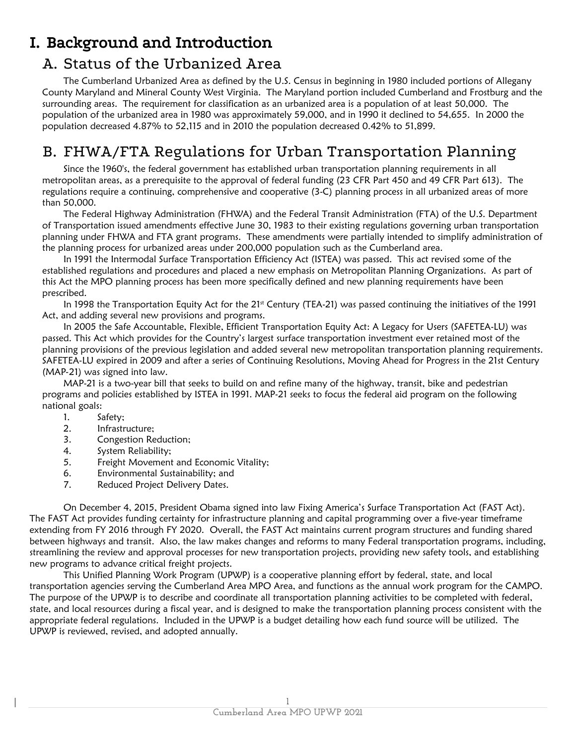# I. Background and Introduction

## A. Status of the Urbanized Area

The Cumberland Urbanized Area as defined by the U.S. Census in beginning in 1980 included portions of Allegany County Maryland and Mineral County West Virginia. The Maryland portion included Cumberland and Frostburg and the surrounding areas. The requirement for classification as an urbanized area is a population of at least 50,000. The population of the urbanized area in 1980 was approximately 59,000, and in 1990 it declined to 54,655. In 2000 the population decreased 4.87% to 52,115 and in 2010 the population decreased 0.42% to 51,899.

## B. FHWA/FTA Regulations for Urban Transportation Planning

Since the 1960's, the federal government has established urban transportation planning requirements in all metropolitan areas, as a prerequisite to the approval of federal funding (23 CFR Part 450 and 49 CFR Part 613). The regulations require a continuing, comprehensive and cooperative (3-C) planning process in all urbanized areas of more than 50,000.

The Federal Highway Administration (FHWA) and the Federal Transit Administration (FTA) of the U.S. Department of Transportation issued amendments effective June 30, 1983 to their existing regulations governing urban transportation planning under FHWA and FTA grant programs. These amendments were partially intended to simplify administration of the planning process for urbanized areas under 200,000 population such as the Cumberland area.

In 1991 the Intermodal Surface Transportation Efficiency Act (ISTEA) was passed. This act revised some of the established regulations and procedures and placed a new emphasis on Metropolitan Planning Organizations. As part of this Act the MPO planning process has been more specifically defined and new planning requirements have been prescribed.

In 1998 the Transportation Equity Act for the 21st Century (TEA-21) was passed continuing the initiatives of the 1991 Act, and adding several new provisions and programs.

In 2005 the Safe Accountable, Flexible, Efficient Transportation Equity Act: A Legacy for Users (SAFETEA-LU) was passed. This Act which provides for the Country's largest surface transportation investment ever retained most of the planning provisions of the previous legislation and added several new metropolitan transportation planning requirements. SAFETEA-LU expired in 2009 and after a series of Continuing Resolutions, Moving Ahead for Progress in the 21st Century (MAP-21) was signed into law.

MAP-21 is a two-year bill that seeks to build on and refine many of the highway, transit, bike and pedestrian programs and policies established by ISTEA in 1991. MAP-21 seeks to focus the federal aid program on the following national goals:

1. Safety;
2. Infrastructure;
3. Congestion Reduction;
4. System Reliability;
5. Freight Movement and Economic Vitality;
6. Environmental Sustainability; and
7. Reduced Project Delivery Dates.

On December 4, 2015, President Obama signed into law Fixing America's Surface Transportation Act (FAST Act). The FAST Act provides funding certainty for infrastructure planning and capital programming over a five-year timeframe extending from FY 2016 through FY 2020. Overall, the FAST Act maintains current program structures and funding shared between highways and transit. Also, the law makes changes and reforms to many Federal transportation programs, including, streamlining the review and approval processes for new transportation projects, providing new safety tools, and establishing new programs to advance critical freight projects.

This Unified Planning Work Program (UPWP) is a cooperative planning effort by federal, state, and local transportation agencies serving the Cumberland Area MPO Area, and functions as the annual work program for the CAMPO. The purpose of the UPWP is to describe and coordinate all transportation planning activities to be completed with federal, state, and local resources during a fiscal year, and is designed to make the transportation planning process consistent with the appropriate federal regulations. Included in the UPWP is a budget detailing how each fund source will be utilized. The UPWP is reviewed, revised, and adopted annually.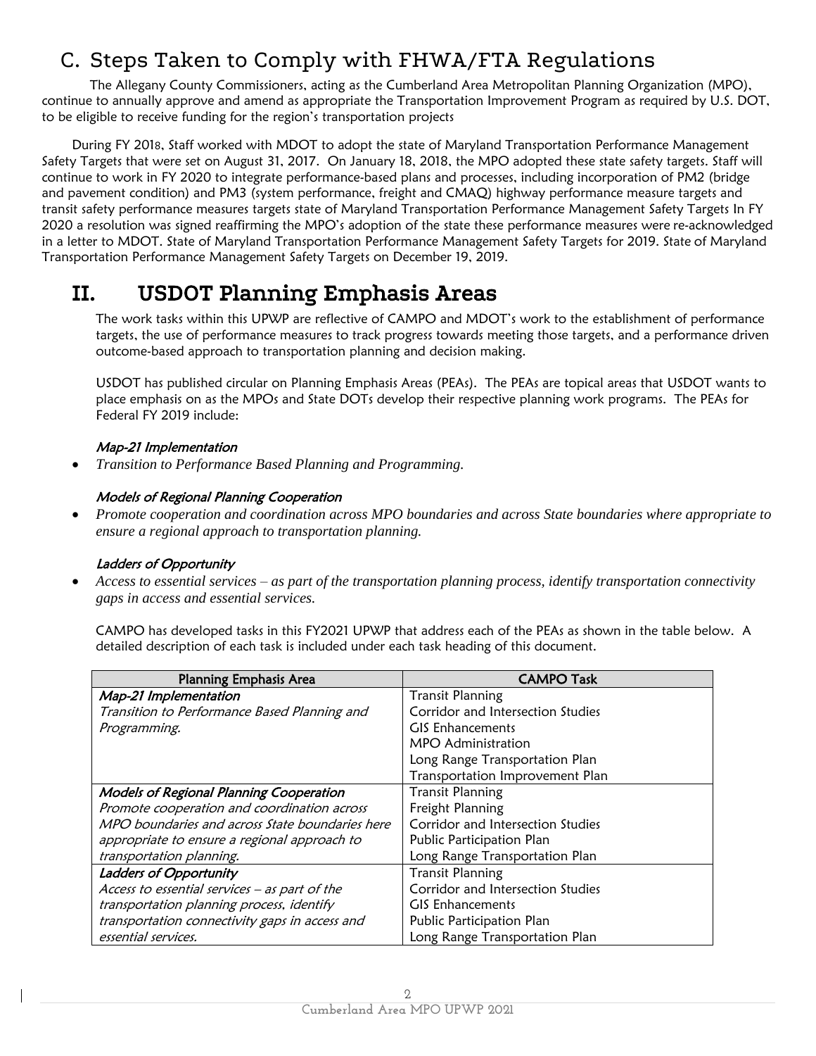## C. Steps Taken to Comply with FHWA/FTA Regulations

The Allegany County Commissioners, acting as the Cumberland Area Metropolitan Planning Organization (MPO), continue to annually approve and amend as appropriate the Transportation Improvement Program as required by U.S. DOT, to be eligible to receive funding for the region's transportation projects

During FY 2018, Staff worked with MDOT to adopt the state of Maryland Transportation Performance Management Safety Targets that were set on August 31, 2017. On January 18, 2018, the MPO adopted these state safety targets. Staff will continue to work in FY 2020 to integrate performance-based plans and processes, including incorporation of PM2 (bridge and pavement condition) and PM3 (system performance, freight and CMAQ) highway performance measure targets and transit safety performance measures targets state of Maryland Transportation Performance Management Safety Targets In FY 2020 a resolution was signed reaffirming the MPO's adoption of the state these performance measures were re-acknowledged in a letter to MDOT. State of Maryland Transportation Performance Management Safety Targets for 2019. State of Maryland Transportation Performance Management Safety Targets on December 19, 2019.

# II. USDOT Planning Emphasis Areas

The work tasks within this UPWP are reflective of CAMPO and MDOT's work to the establishment of performance targets, the use of performance measures to track progress towards meeting those targets, and a performance driven outcome-based approach to transportation planning and decision making.

USDOT has published circular on Planning Emphasis Areas (PEAs). The PEAs are topical areas that USDOT wants to place emphasis on as the MPOs and State DOTs develop their respective planning work programs. The PEAs for Federal FY 2019 include:

***Map-21 Implementation***

- *Transition to Performance Based Planning and Programming.*

***Models of Regional Planning Cooperation***

- *Promote cooperation and coordination across MPO boundaries and across State boundaries where appropriate to ensure a regional approach to transportation planning.*

***Ladders of Opportunity***

- *Access to essential services – as part of the transportation planning process, identify transportation connectivity gaps in access and essential services.*

CAMPO has developed tasks in this FY2021 UPWP that address each of the PEAs as shown in the table below. A detailed description of each task is included under each task heading of this document.

| Planning Emphasis Area | CAMPO Task |
|---|---|
| ***Map-21 Implementation*** *Transition to Performance Based Planning and Programming.* | Transit Planning<br>Corridor and Intersection Studies<br>GIS Enhancements<br>MPO Administration<br>Long Range Transportation Plan<br>Transportation Improvement Plan |
| ***Models of Regional Planning Cooperation*** *Promote cooperation and coordination across MPO boundaries and across State boundaries here appropriate to ensure a regional approach to transportation planning.* | Transit Planning<br>Freight Planning<br>Corridor and Intersection Studies<br>Public Participation Plan<br>Long Range Transportation Plan |
| ***Ladders of Opportunity*** *Access to essential services – as part of the transportation planning process, identify transportation connectivity gaps in access and essential services.* | Transit Planning<br>Corridor and Intersection Studies<br>GIS Enhancements<br>Public Participation Plan<br>Long Range Transportation Plan |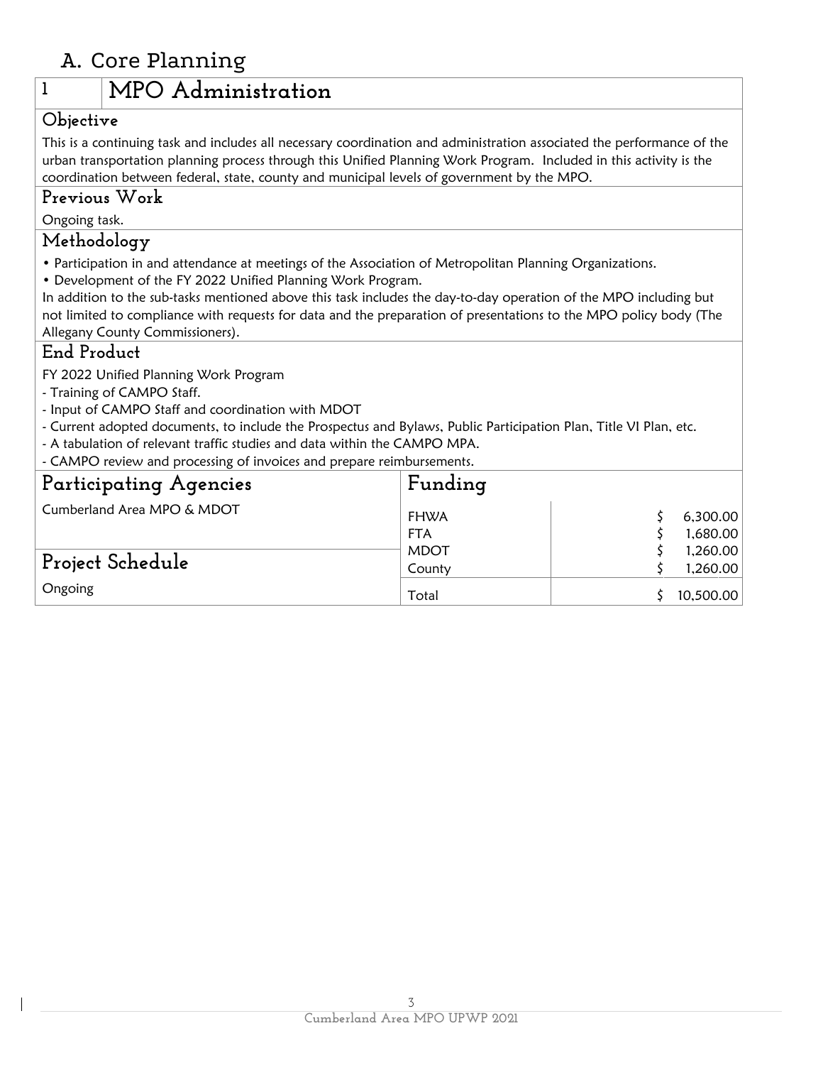# A. Core Planning

## 1 MPO Administration

### Objective

This is a continuing task and includes all necessary coordination and administration associated the performance of the urban transportation planning process through this Unified Planning Work Program. Included in this activity is the coordination between federal, state, county and municipal levels of government by the MPO.

### Previous Work

Ongoing task.

### Methodology

- Participation in and attendance at meetings of the Association of Metropolitan Planning Organizations.
- Development of the FY 2022 Unified Planning Work Program.

In addition to the sub-tasks mentioned above this task includes the day-to-day operation of the MPO including but not limited to compliance with requests for data and the preparation of presentations to the MPO policy body (The Allegany County Commissioners).

### End Product

FY 2022 Unified Planning Work Program

- Training of CAMPO Staff.
- Input of CAMPO Staff and coordination with MDOT
- Current adopted documents, to include the Prospectus and Bylaws, Public Participation Plan, Title VI Plan, etc.
- A tabulation of relevant traffic studies and data within the CAMPO MPA.
- CAMPO review and processing of invoices and prepare reimbursements.

### Participating Agencies

Cumberland Area MPO & MDOT

### Project Schedule

Ongoing

### Funding

| Source | Amount |
|---|---|
| FHWA | $ 6,300.00 |
| FTA | $ 1,680.00 |
| MDOT | $ 1,260.00 |
| County | $ 1,260.00 |
| Total | $ 10,500.00 |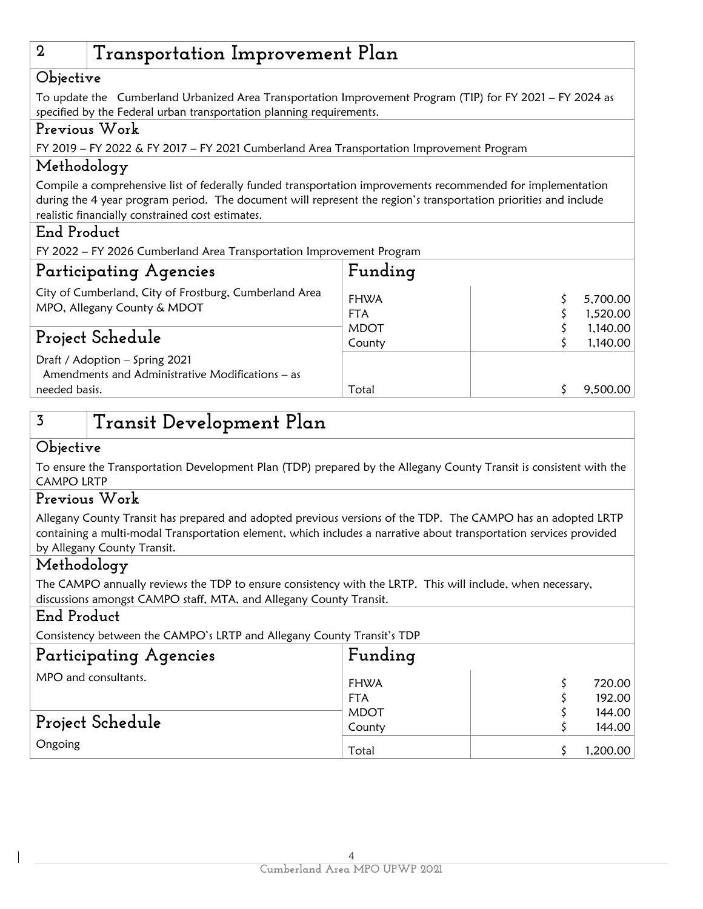## 2 Transportation Improvement Plan

### Objective

To update the Cumberland Urbanized Area Transportation Improvement Program (TIP) for FY 2021 – FY 2024 as specified by the Federal urban transportation planning requirements.

### Previous Work

FY 2019 – FY 2022 & FY 2017 – FY 2021 Cumberland Area Transportation Improvement Program

### Methodology

Compile a comprehensive list of federally funded transportation improvements recommended for implementation during the 4 year program period. The document will represent the region's transportation priorities and include realistic financially constrained cost estimates.

### End Product

FY 2022 – FY 2026 Cumberland Area Transportation Improvement Program

### Participating Agencies

City of Cumberland, City of Frostburg, Cumberland Area MPO, Allegany County & MDOT

### Project Schedule

Draft / Adoption – Spring 2021
Amendments and Administrative Modifications – as needed basis.

### Funding

| Source | Amount |
|---|---|
| FHWA | $ 5,700.00 |
| FTA | $ 1,520.00 |
| MDOT | $ 1,140.00 |
| County | $ 1,140.00 |
| Total | $ 9,500.00 |

## 3 Transit Development Plan

### Objective

To ensure the Transportation Development Plan (TDP) prepared by the Allegany County Transit is consistent with the CAMPO LRTP

### Previous Work

Allegany County Transit has prepared and adopted previous versions of the TDP. The CAMPO has an adopted LRTP containing a multi-modal Transportation element, which includes a narrative about transportation services provided by Allegany County Transit.

### Methodology

The CAMPO annually reviews the TDP to ensure consistency with the LRTP. This will include, when necessary, discussions amongst CAMPO staff, MTA, and Allegany County Transit.

### End Product

Consistency between the CAMPO's LRTP and Allegany County Transit's TDP

### Participating Agencies

MPO and consultants.

### Project Schedule

Ongoing

### Funding

| Source | Amount |
|---|---|
| FHWA | $ 720.00 |
| FTA | $ 192.00 |
| MDOT | $ 144.00 |
| County | $ 144.00 |
| Total | $ 1,200.00 |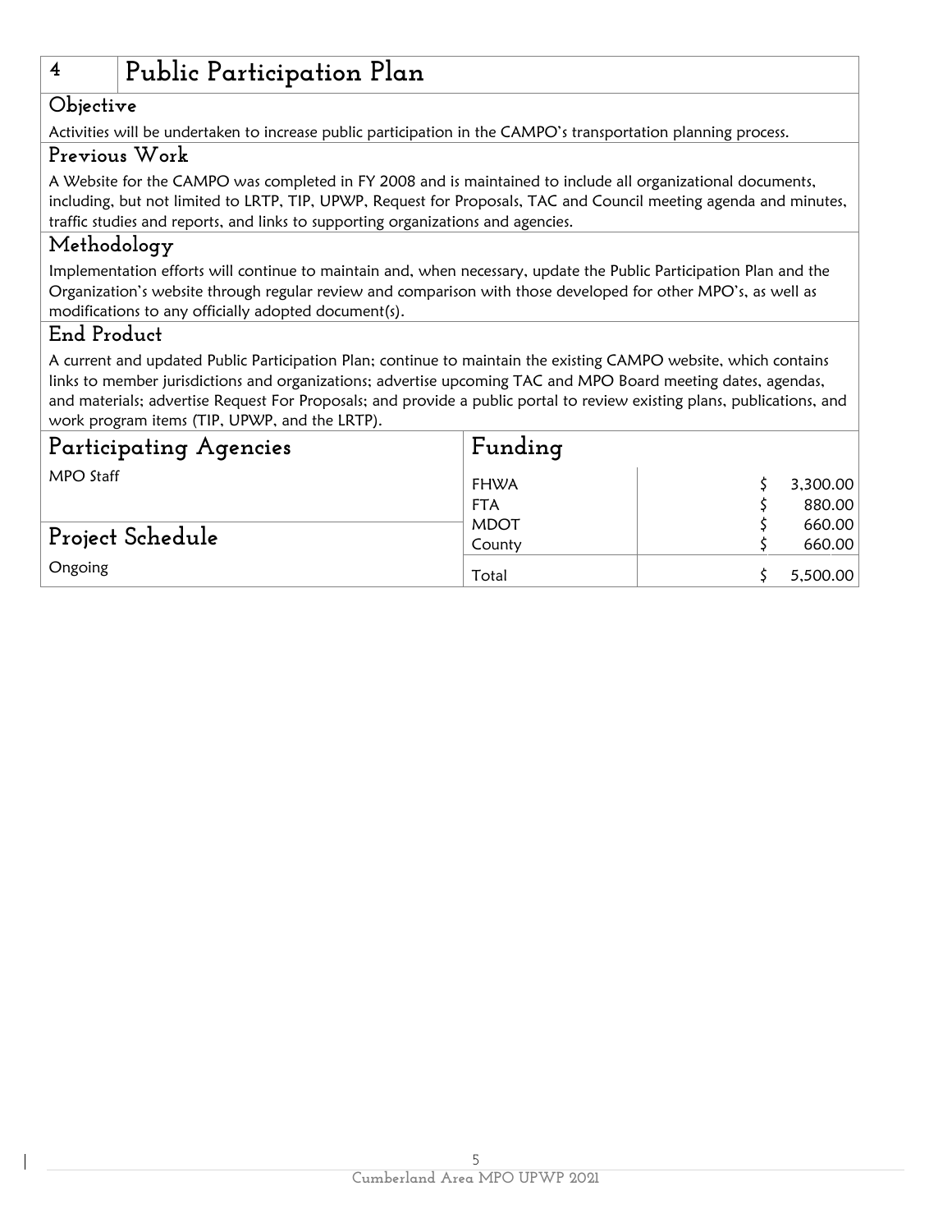# 4 Public Participation Plan

## Objective

Activities will be undertaken to increase public participation in the CAMPO's transportation planning process.

## Previous Work

A Website for the CAMPO was completed in FY 2008 and is maintained to include all organizational documents, including, but not limited to LRTP, TIP, UPWP, Request for Proposals, TAC and Council meeting agenda and minutes, traffic studies and reports, and links to supporting organizations and agencies.

## Methodology

Implementation efforts will continue to maintain and, when necessary, update the Public Participation Plan and the Organization's website through regular review and comparison with those developed for other MPO's, as well as modifications to any officially adopted document(s).

## End Product

A current and updated Public Participation Plan; continue to maintain the existing CAMPO website, which contains links to member jurisdictions and organizations; advertise upcoming TAC and MPO Board meeting dates, agendas, and materials; advertise Request For Proposals; and provide a public portal to review existing plans, publications, and work program items (TIP, UPWP, and the LRTP).

## Participating Agencies

MPO Staff

## Project Schedule

Ongoing

## Funding

| Source | Amount |
|---|---|
| FHWA | $ 3,300.00 |
| FTA | $ 880.00 |
| MDOT | $ 660.00 |
| County | $ 660.00 |
| Total | $ 5,500.00 |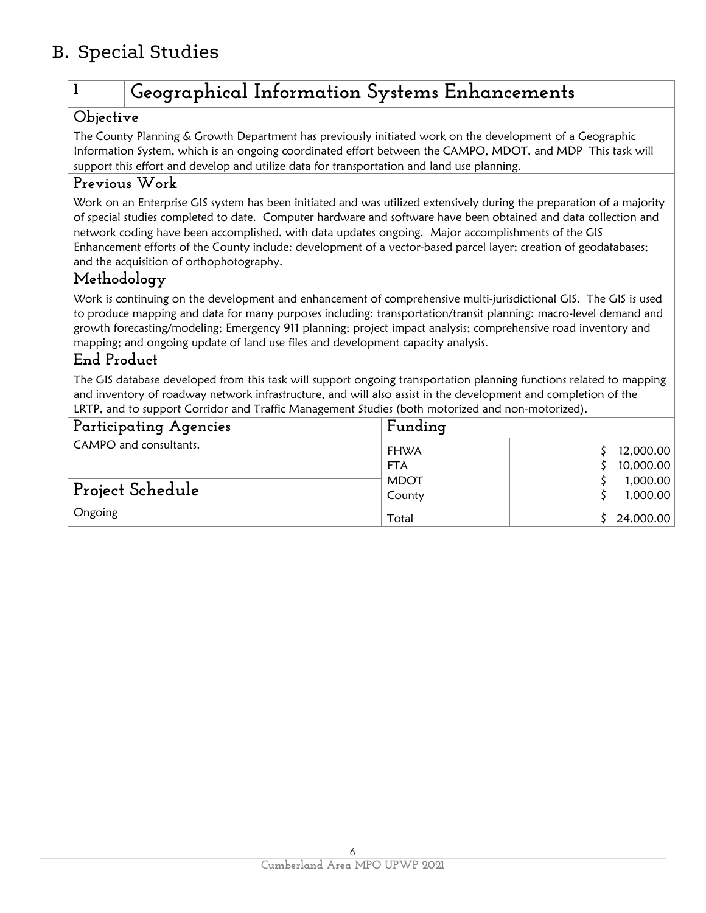## B. Special Studies

### 1 Geographical Information Systems Enhancements

#### Objective

The County Planning & Growth Department has previously initiated work on the development of a Geographic Information System, which is an ongoing coordinated effort between the CAMPO, MDOT, and MDP This task will support this effort and develop and utilize data for transportation and land use planning.

#### Previous Work

Work on an Enterprise GIS system has been initiated and was utilized extensively during the preparation of a majority of special studies completed to date. Computer hardware and software have been obtained and data collection and network coding have been accomplished, with data updates ongoing. Major accomplishments of the GIS Enhancement efforts of the County include: development of a vector-based parcel layer; creation of geodatabases; and the acquisition of orthophotography.

#### Methodology

Work is continuing on the development and enhancement of comprehensive multi-jurisdictional GIS. The GIS is used to produce mapping and data for many purposes including: transportation/transit planning; macro-level demand and growth forecasting/modeling; Emergency 911 planning; project impact analysis; comprehensive road inventory and mapping; and ongoing update of land use files and development capacity analysis.

#### End Product

The GIS database developed from this task will support ongoing transportation planning functions related to mapping and inventory of roadway network infrastructure, and will also assist in the development and completion of the LRTP, and to support Corridor and Traffic Management Studies (both motorized and non-motorized).

#### Participating Agencies

CAMPO and consultants.

#### Project Schedule

Ongoing

#### Funding

| Source | Amount |
|---|---|
| FHWA | $ 12,000.00 |
| FTA | $ 10,000.00 |
| MDOT | $ 1,000.00 |
| County | $ 1,000.00 |
| Total | $ 24,000.00 |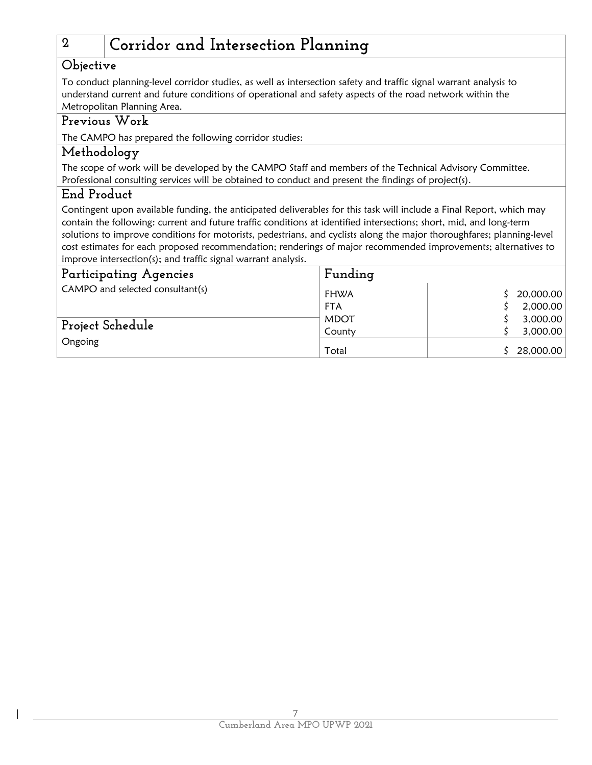# 2 Corridor and Intersection Planning

## Objective

To conduct planning-level corridor studies, as well as intersection safety and traffic signal warrant analysis to understand current and future conditions of operational and safety aspects of the road network within the Metropolitan Planning Area.

## Previous Work

The CAMPO has prepared the following corridor studies:

## Methodology

The scope of work will be developed by the CAMPO Staff and members of the Technical Advisory Committee. Professional consulting services will be obtained to conduct and present the findings of project(s).

## End Product

Contingent upon available funding, the anticipated deliverables for this task will include a Final Report, which may contain the following: current and future traffic conditions at identified intersections; short, mid, and long-term solutions to improve conditions for motorists, pedestrians, and cyclists along the major thoroughfares; planning-level cost estimates for each proposed recommendation; renderings of major recommended improvements; alternatives to improve intersection(s); and traffic signal warrant analysis.

## Participating Agencies

CAMPO and selected consultant(s)

## Project Schedule

Ongoing

## Funding

| Source | Amount |
|---|---|
| FHWA | $ 20,000.00 |
| FTA | $ 2,000.00 |
| MDOT | $ 3,000.00 |
| County | $ 3,000.00 |
| Total | $ 28,000.00 |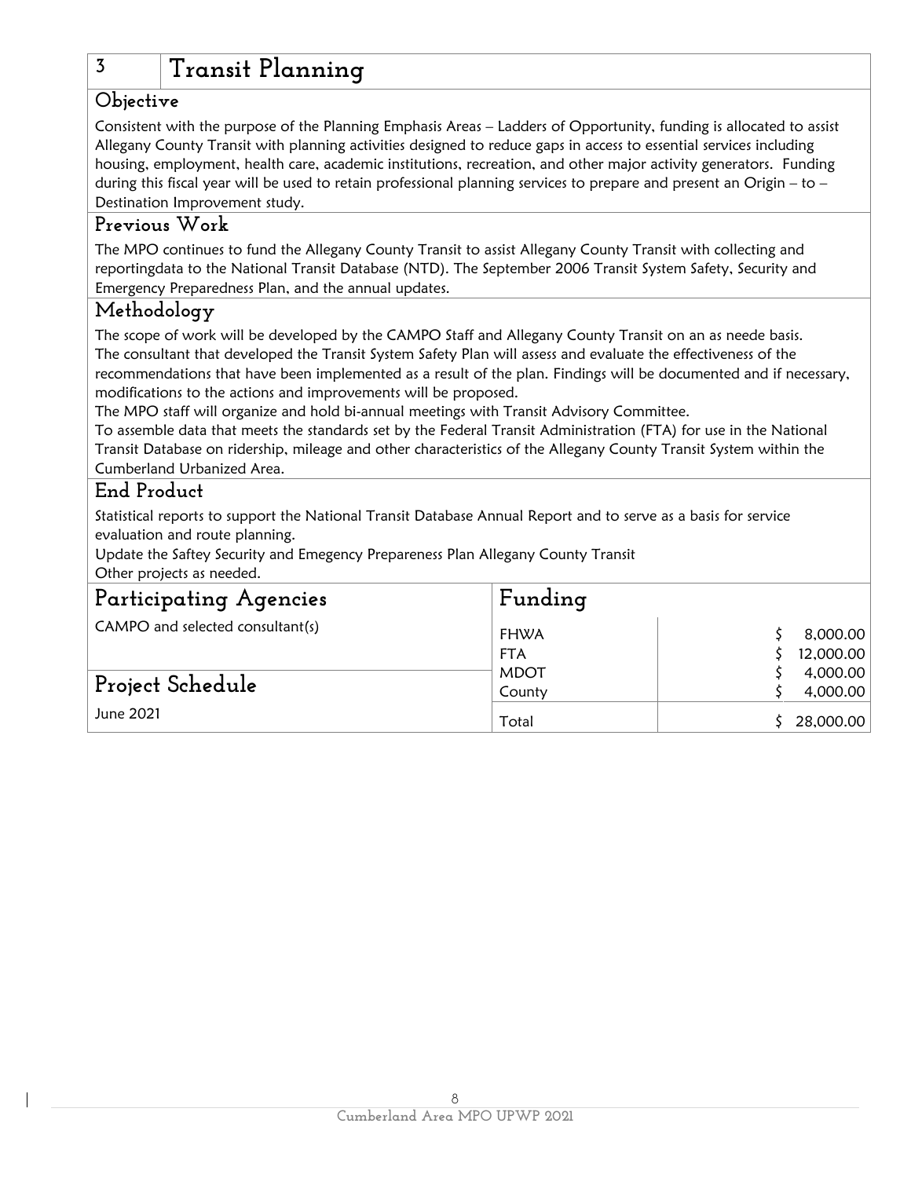# 3 Transit Planning

## Objective

Consistent with the purpose of the Planning Emphasis Areas – Ladders of Opportunity, funding is allocated to assist Allegany County Transit with planning activities designed to reduce gaps in access to essential services including housing, employment, health care, academic institutions, recreation, and other major activity generators. Funding during this fiscal year will be used to retain professional planning services to prepare and present an Origin – to – Destination Improvement study.

## Previous Work

The MPO continues to fund the Allegany County Transit to assist Allegany County Transit with collecting and reportingdata to the National Transit Database (NTD). The September 2006 Transit System Safety, Security and Emergency Preparedness Plan, and the annual updates.

## Methodology

The scope of work will be developed by the CAMPO Staff and Allegany County Transit on an as neede basis.
The consultant that developed the Transit System Safety Plan will assess and evaluate the effectiveness of the recommendations that have been implemented as a result of the plan. Findings will be documented and if necessary, modifications to the actions and improvements will be proposed.
The MPO staff will organize and hold bi-annual meetings with Transit Advisory Committee.
To assemble data that meets the standards set by the Federal Transit Administration (FTA) for use in the National Transit Database on ridership, mileage and other characteristics of the Allegany County Transit System within the Cumberland Urbanized Area.

## End Product

Statistical reports to support the National Transit Database Annual Report and to serve as a basis for service evaluation and route planning.
Update the Saftey Security and Emegency Prepareness Plan Allegany County Transit
Other projects as needed.

## Participating Agencies

CAMPO and selected consultant(s)

## Project Schedule

June 2021

## Funding

| Source | Amount |
|---|---|
| FHWA | $ 8,000.00 |
| FTA | $ 12,000.00 |
| MDOT | $ 4,000.00 |
| County | $ 4,000.00 |
| Total | $ 28,000.00 |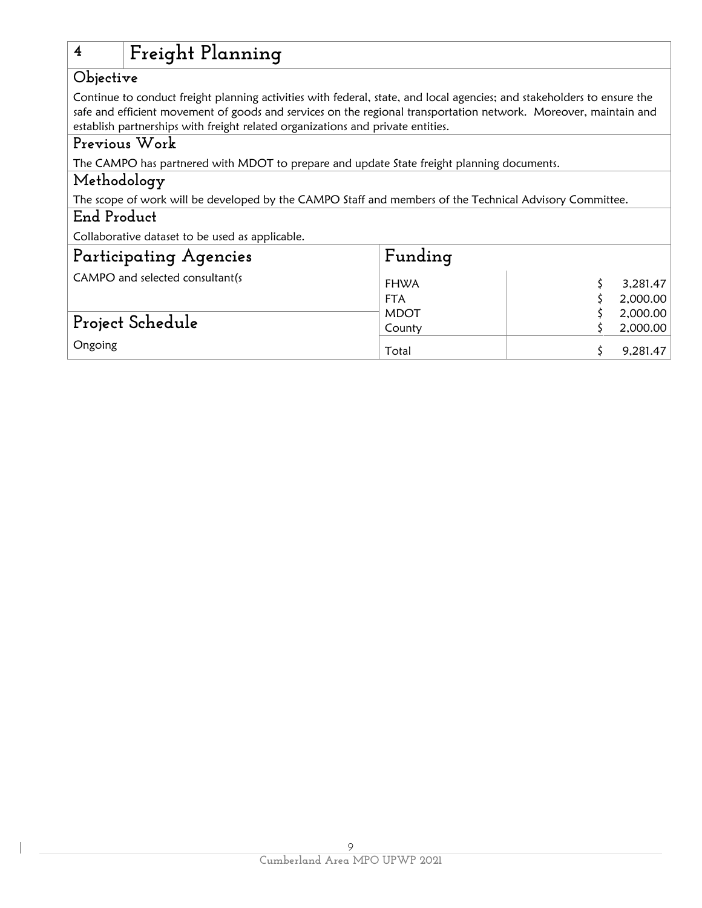# 4 Freight Planning

## Objective

Continue to conduct freight planning activities with federal, state, and local agencies; and stakeholders to ensure the safe and efficient movement of goods and services on the regional transportation network. Moreover, maintain and establish partnerships with freight related organizations and private entities.

## Previous Work

The CAMPO has partnered with MDOT to prepare and update State freight planning documents.

## Methodology

The scope of work will be developed by the CAMPO Staff and members of the Technical Advisory Committee.

## End Product

Collaborative dataset to be used as applicable.

## Participating Agencies

CAMPO and selected consultant(s

## Project Schedule

Ongoing

## Funding

| Source | Amount |
|---|---|
| FHWA | $ 3,281.47 |
| FTA | $ 2,000.00 |
| MDOT | $ 2,000.00 |
| County | $ 2,000.00 |
| Total | $ 9,281.47 |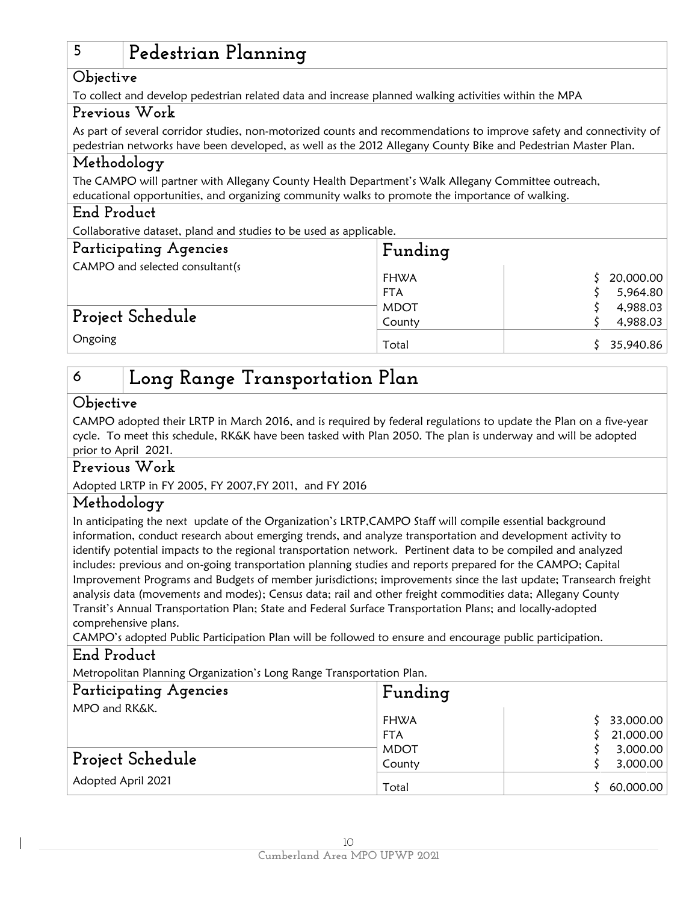## 5 Pedestrian Planning

### Objective

To collect and develop pedestrian related data and increase planned walking activities within the MPA

### Previous Work

As part of several corridor studies, non-motorized counts and recommendations to improve safety and connectivity of pedestrian networks have been developed, as well as the 2012 Allegany County Bike and Pedestrian Master Plan.

### Methodology

The CAMPO will partner with Allegany County Health Department's Walk Allegany Committee outreach, educational opportunities, and organizing community walks to promote the importance of walking.

### End Product

Collaborative dataset, pland and studies to be used as applicable.

### Participating Agencies

CAMPO and selected consultant(s

### Project Schedule

Ongoing

### Funding

| Source | Amount |
|---|---|
| FHWA | $ 20,000.00 |
| FTA | $ 5,964.80 |
| MDOT | $ 4,988.03 |
| County | $ 4,988.03 |
| Total | $ 35,940.86 |

## 6 Long Range Transportation Plan

### Objective

CAMPO adopted their LRTP in March 2016, and is required by federal regulations to update the Plan on a five-year cycle. To meet this schedule, RK&K have been tasked with Plan 2050. The plan is underway and will be adopted prior to April 2021.

### Previous Work

Adopted LRTP in FY 2005, FY 2007,FY 2011, and FY 2016

### Methodology

In anticipating the next update of the Organization's LRTP,CAMPO Staff will compile essential background information, conduct research about emerging trends, and analyze transportation and development activity to identify potential impacts to the regional transportation network. Pertinent data to be compiled and analyzed includes: previous and on-going transportation planning studies and reports prepared for the CAMPO; Capital Improvement Programs and Budgets of member jurisdictions; improvements since the last update; Transearch freight analysis data (movements and modes); Census data; rail and other freight commodities data; Allegany County Transit's Annual Transportation Plan; State and Federal Surface Transportation Plans; and locally-adopted comprehensive plans.

CAMPO's adopted Public Participation Plan will be followed to ensure and encourage public participation.

### End Product

Metropolitan Planning Organization's Long Range Transportation Plan.

### Participating Agencies

MPO and RK&K.

### Project Schedule

Adopted April 2021

### Funding

| Source | Amount |
|---|---|
| FHWA | $ 33,000.00 |
| FTA | $ 21,000.00 |
| MDOT | $ 3,000.00 |
| County | $ 3,000.00 |
| Total | $ 60,000.00 |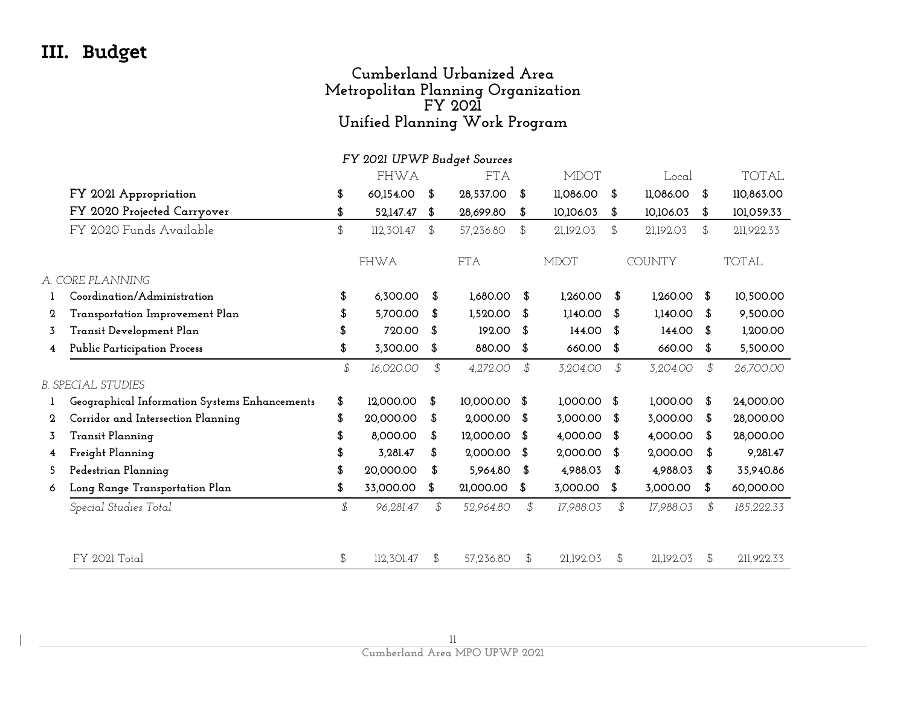# III. Budget

## Cumberland Urbanized Area Metropolitan Planning Organization FY 2021 Unified Planning Work Program

*FY 2021 UPWP Budget Sources*

| | | FHWA | FTA | MDOT | Local | TOTAL |
|---|---|---|---|---|---|---|
| | **FY 2021 Appropriation** | **$ 60,154.00** | **$ 28,537.00** | **$ 11,086.00** | **$ 11,086.00** | **$ 110,863.00** |
| | **FY 2020 Projected Carryover** | **$ 52,147.47** | **$ 28,699.80** | **$ 10,106.03** | **$ 10,106.03** | **$ 101,059.33** |
| | FY 2020 Funds Available | $ 112,301.47 | $ 57,236.80 | $ 21,192.03 | $ 21,192.03 | $ 211,922.33 |
| | | FHWA | FTA | MDOT | COUNTY | TOTAL |
| *A. CORE PLANNING* | | | | | | |
| 1 | **Coordination/Administration** | **$ 6,300.00** | **$ 1,680.00** | **$ 1,260.00** | **$ 1,260.00** | **$ 10,500.00** |
| 2 | **Transportation Improvement Plan** | **$ 5,700.00** | **$ 1,520.00** | **$ 1,140.00** | **$ 1,140.00** | **$ 9,500.00** |
| 3 | **Transit Development Plan** | **$ 720.00** | **$ 192.00** | **$ 144.00** | **$ 144.00** | **$ 1,200.00** |
| 4 | **Public Participation Process** | **$ 3,300.00** | **$ 880.00** | **$ 660.00** | **$ 660.00** | **$ 5,500.00** |
| | | *$ 16,020.00* | *$ 4,272.00* | *$ 3,204.00* | *$ 3,204.00* | *$ 26,700.00* |
| *B. SPECIAL STUDIES* | | | | | | |
| 1 | **Geographical Information Systems Enhancements** | **$ 12,000.00** | **$ 10,000.00** | **$ 1,000.00** | **$ 1,000.00** | **$ 24,000.00** |
| 2 | **Corridor and Intersection Planning** | **$ 20,000.00** | **$ 2,000.00** | **$ 3,000.00** | **$ 3,000.00** | **$ 28,000.00** |
| 3 | **Transit Planning** | **$ 8,000.00** | **$ 12,000.00** | **$ 4,000.00** | **$ 4,000.00** | **$ 28,000.00** |
| 4 | **Freight Planning** | **$ 3,281.47** | **$ 2,000.00** | **$ 2,000.00** | **$ 2,000.00** | **$ 9,281.47** |
| 5 | **Pedestrian Planning** | **$ 20,000.00** | **$ 5,964.80** | **$ 4,988.03** | **$ 4,988.03** | **$ 35,940.86** |
| 6 | **Long Range Transportation Plan** | **$ 33,000.00** | **$ 21,000.00** | **$ 3,000.00** | **$ 3,000.00** | **$ 60,000.00** |
| | *Special Studies Total* | *$ 96,281.47* | *$ 52,964.80* | *$ 17,988.03* | *$ 17,988.03* | *$ 185,222.33* |
| | FY 2021 Total | $ 112,301.47 | $ 57,236.80 | $ 21,192.03 | $ 21,192.03 | $ 211,922.33 |